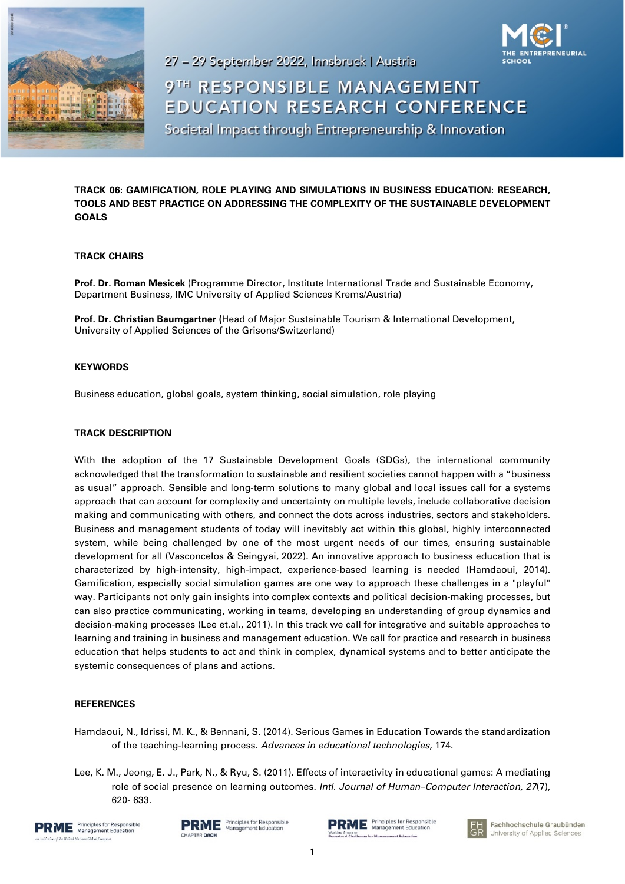27 – 29 September 2022, Innsbruck | Austria

# 9TH RESPONSIBLE MANAGEMENT EDUCATION RESEARCH CONFERENCE

Societal Impact through Entrepreneurship & Innovation

## TRACK 06: GAMIFICATION, ROLE PLAYING AND SIMULATIONS IN BUSINESS EDUCATION: RESEARCH, TOOLS AND BEST PRACTICE ON ADDRESSING THE COMPLEXITY OF THE SUSTAINABLE DEVELOPMENT GOALS

### TRACK CHAIRS

**Prof. Dr. Roman Mesicek** (Programme Director, Institute International Trade and Sustainable Economy, Department Business, IMC University of Applied Sciences Krems/Austria)

**Prof. Dr. Christian Baumgartner** (Head of Major Sustainable Tourism & International Development, University of Applied Sciences of the Grisons/Switzerland)

### KEYWORDS

Business education, global goals, system thinking, social simulation, role playing

### TRACK DESCRIPTION

With the adoption of the 17 Sustainable Development Goals (SDGs), the international community acknowledged that the transformation to sustainable and resilient societies cannot happen with a "business as usual" approach. Sensible and long-term solutions to many global and local issues call for a systems approach that can account for complexity and uncertainty on multiple levels, include collaborative decision making and communicating with others, and connect the dots across industries, sectors and stakeholders. Business and management students of today will inevitably act within this global, highly interconnected system, while being challenged by one of the most urgent needs of our times, ensuring sustainable development for all (Vasconcelos & Seingyai, 2022). An innovative approach to business education that is characterized by high-intensity, high-impact, experience-based learning is needed (Hamdaoui, 2014). Gamification, especially social simulation games are one way to approach these challenges in a "playful" way. Participants not only gain insights into complex contexts and political decision-making processes, but can also practice communicating, working in teams, developing an understanding of group dynamics and decision-making processes (Lee et.al., 2011). In this track we call for integrative and suitable approaches to learning and training in business and management education. We call for practice and research in business education that helps students to act and think in complex, dynamical systems and to better anticipate the systemic consequences of plans and actions.

### REFERENCES

Hamdaoui, N., Idrissi, M. K., & Bennani, S. (2014). Serious Games in Education Towards the standardization of the teaching-learning process. *Advances in educational technologies*, 174.

Lee, K. M., Jeong, E. J., Park, N., & Ryu, S. (2011). Effects of interactivity in educational games: A mediating role of social presence on learning outcomes. *Intl. Journal of Human–Computer Interaction, 27*(7), 620- 633.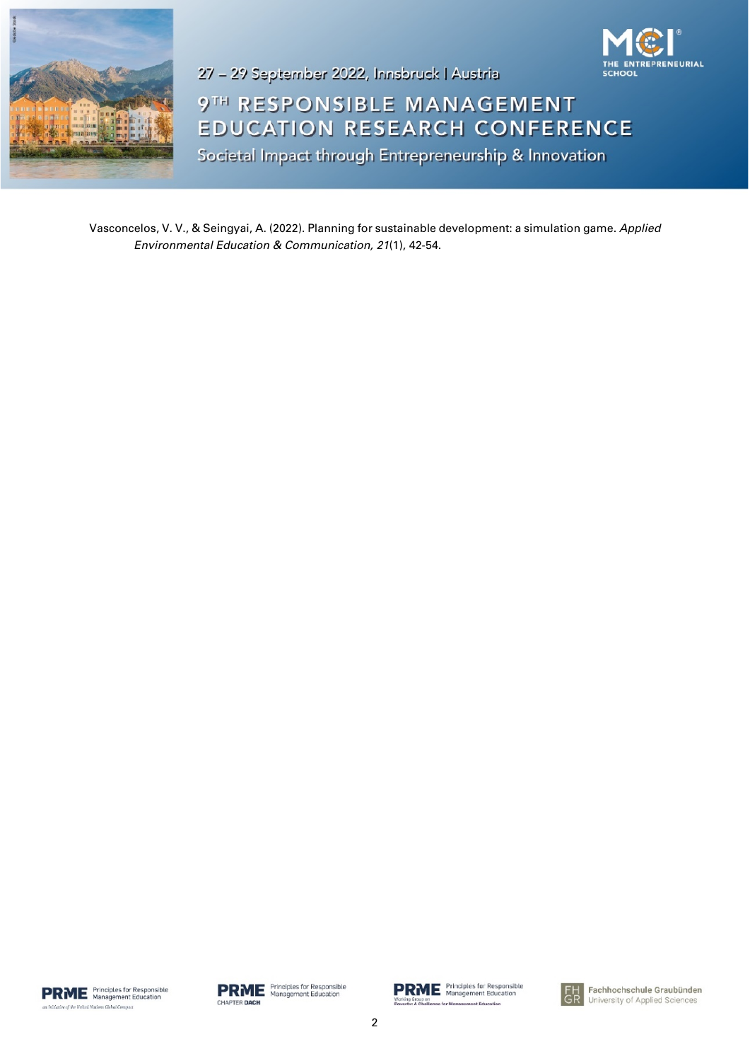Vasconcelos, V. V., & Seingyai, A. (2022). Planning for sustainable development: a simulation game. *Applied Environmental Education & Communication, 21*(1), 42-54.